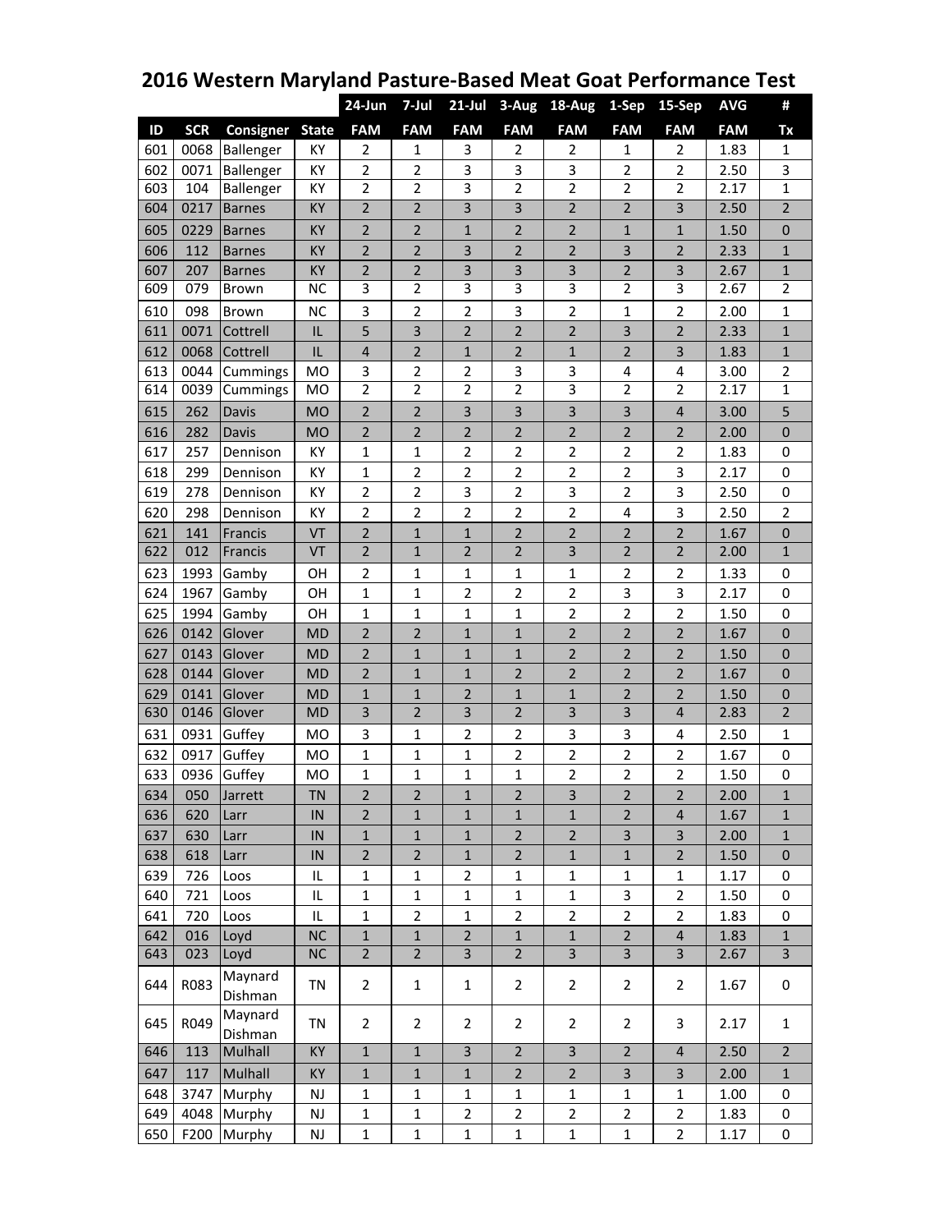# 2016 Western Maryland Pasture-Based Meat Goat Performance Test

| | | | | 24-Jun | 7-Jul | 21-Jul | 3-Aug | 18-Aug | 1-Sep | 15-Sep | AVG | # |
|---|---|---|---|---|---|---|---|---|---|---|---|---|
| ID | SCR | Consigner | State | FAM | FAM | FAM | FAM | FAM | FAM | FAM | FAM | Tx |
| 601 | 0068 | Ballenger | KY | 2 | 1 | 3 | 2 | 2 | 1 | 2 | 1.83 | 1 |
| 602 | 0071 | Ballenger | KY | 2 | 2 | 3 | 3 | 3 | 2 | 2 | 2.50 | 3 |
| 603 | 104 | Ballenger | KY | 2 | 2 | 3 | 2 | 2 | 2 | 2 | 2.17 | 1 |
| 604 | 0217 | Barnes | KY | 2 | 2 | 3 | 3 | 2 | 2 | 3 | 2.50 | 2 |
| 605 | 0229 | Barnes | KY | 2 | 2 | 1 | 2 | 2 | 1 | 1 | 1.50 | 0 |
| 606 | 112 | Barnes | KY | 2 | 2 | 3 | 2 | 2 | 3 | 2 | 2.33 | 1 |
| 607 | 207 | Barnes | KY | 2 | 2 | 3 | 3 | 3 | 2 | 3 | 2.67 | 1 |
| 609 | 079 | Brown | NC | 3 | 2 | 3 | 3 | 3 | 2 | 3 | 2.67 | 2 |
| 610 | 098 | Brown | NC | 3 | 2 | 2 | 3 | 2 | 1 | 2 | 2.00 | 1 |
| 611 | 0071 | Cottrell | IL | 5 | 3 | 2 | 2 | 2 | 3 | 2 | 2.33 | 1 |
| 612 | 0068 | Cottrell | IL | 4 | 2 | 1 | 2 | 1 | 2 | 3 | 1.83 | 1 |
| 613 | 0044 | Cummings | MO | 3 | 2 | 2 | 3 | 3 | 4 | 4 | 3.00 | 2 |
| 614 | 0039 | Cummings | MO | 2 | 2 | 2 | 2 | 3 | 2 | 2 | 2.17 | 1 |
| 615 | 262 | Davis | MO | 2 | 2 | 3 | 3 | 3 | 3 | 4 | 3.00 | 5 |
| 616 | 282 | Davis | MO | 2 | 2 | 2 | 2 | 2 | 2 | 2 | 2.00 | 0 |
| 617 | 257 | Dennison | KY | 1 | 1 | 2 | 2 | 2 | 2 | 2 | 1.83 | 0 |
| 618 | 299 | Dennison | KY | 1 | 2 | 2 | 2 | 2 | 2 | 3 | 2.17 | 0 |
| 619 | 278 | Dennison | KY | 2 | 2 | 3 | 2 | 3 | 2 | 3 | 2.50 | 0 |
| 620 | 298 | Dennison | KY | 2 | 2 | 2 | 2 | 2 | 4 | 3 | 2.50 | 2 |
| 621 | 141 | Francis | VT | 2 | 1 | 1 | 2 | 2 | 2 | 2 | 1.67 | 0 |
| 622 | 012 | Francis | VT | 2 | 1 | 2 | 2 | 3 | 2 | 2 | 2.00 | 1 |
| 623 | 1993 | Gamby | OH | 2 | 1 | 1 | 1 | 1 | 2 | 2 | 1.33 | 0 |
| 624 | 1967 | Gamby | OH | 1 | 1 | 2 | 2 | 2 | 3 | 3 | 2.17 | 0 |
| 625 | 1994 | Gamby | OH | 1 | 1 | 1 | 1 | 2 | 2 | 2 | 1.50 | 0 |
| 626 | 0142 | Glover | MD | 2 | 2 | 1 | 1 | 2 | 2 | 2 | 1.67 | 0 |
| 627 | 0143 | Glover | MD | 2 | 1 | 1 | 1 | 2 | 2 | 2 | 1.50 | 0 |
| 628 | 0144 | Glover | MD | 2 | 1 | 1 | 2 | 2 | 2 | 2 | 1.67 | 0 |
| 629 | 0141 | Glover | MD | 1 | 1 | 2 | 1 | 1 | 2 | 2 | 1.50 | 0 |
| 630 | 0146 | Glover | MD | 3 | 2 | 3 | 2 | 3 | 3 | 4 | 2.83 | 2 |
| 631 | 0931 | Guffey | MO | 3 | 1 | 2 | 2 | 3 | 3 | 4 | 2.50 | 1 |
| 632 | 0917 | Guffey | MO | 1 | 1 | 1 | 2 | 2 | 2 | 2 | 1.67 | 0 |
| 633 | 0936 | Guffey | MO | 1 | 1 | 1 | 1 | 2 | 2 | 2 | 1.50 | 0 |
| 634 | 050 | Jarrett | TN | 2 | 2 | 1 | 2 | 3 | 2 | 2 | 2.00 | 1 |
| 636 | 620 | Larr | IN | 2 | 1 | 1 | 1 | 1 | 2 | 4 | 1.67 | 1 |
| 637 | 630 | Larr | IN | 1 | 1 | 1 | 2 | 2 | 3 | 3 | 2.00 | 1 |
| 638 | 618 | Larr | IN | 2 | 2 | 1 | 2 | 1 | 1 | 2 | 1.50 | 0 |
| 639 | 726 | Loos | IL | 1 | 1 | 2 | 1 | 1 | 1 | 1 | 1.17 | 0 |
| 640 | 721 | Loos | IL | 1 | 1 | 1 | 1 | 1 | 3 | 2 | 1.50 | 0 |
| 641 | 720 | Loos | IL | 1 | 2 | 1 | 2 | 2 | 2 | 2 | 1.83 | 0 |
| 642 | 016 | Loyd | NC | 1 | 1 | 2 | 1 | 1 | 2 | 4 | 1.83 | 1 |
| 643 | 023 | Loyd | NC | 2 | 2 | 3 | 2 | 3 | 3 | 3 | 2.67 | 3 |
| 644 | R083 | Maynard Dishman | TN | 2 | 1 | 1 | 2 | 2 | 2 | 2 | 1.67 | 0 |
| 645 | R049 | Maynard Dishman | TN | 2 | 2 | 2 | 2 | 2 | 2 | 3 | 2.17 | 1 |
| 646 | 113 | Mulhall | KY | 1 | 1 | 3 | 2 | 3 | 2 | 4 | 2.50 | 2 |
| 647 | 117 | Mulhall | KY | 1 | 1 | 1 | 2 | 2 | 3 | 3 | 2.00 | 1 |
| 648 | 3747 | Murphy | NJ | 1 | 1 | 1 | 1 | 1 | 1 | 1 | 1.00 | 0 |
| 649 | 4048 | Murphy | NJ | 1 | 1 | 2 | 2 | 2 | 2 | 2 | 1.83 | 0 |
| 650 | F200 | Murphy | NJ | 1 | 1 | 1 | 1 | 1 | 1 | 2 | 1.17 | 0 |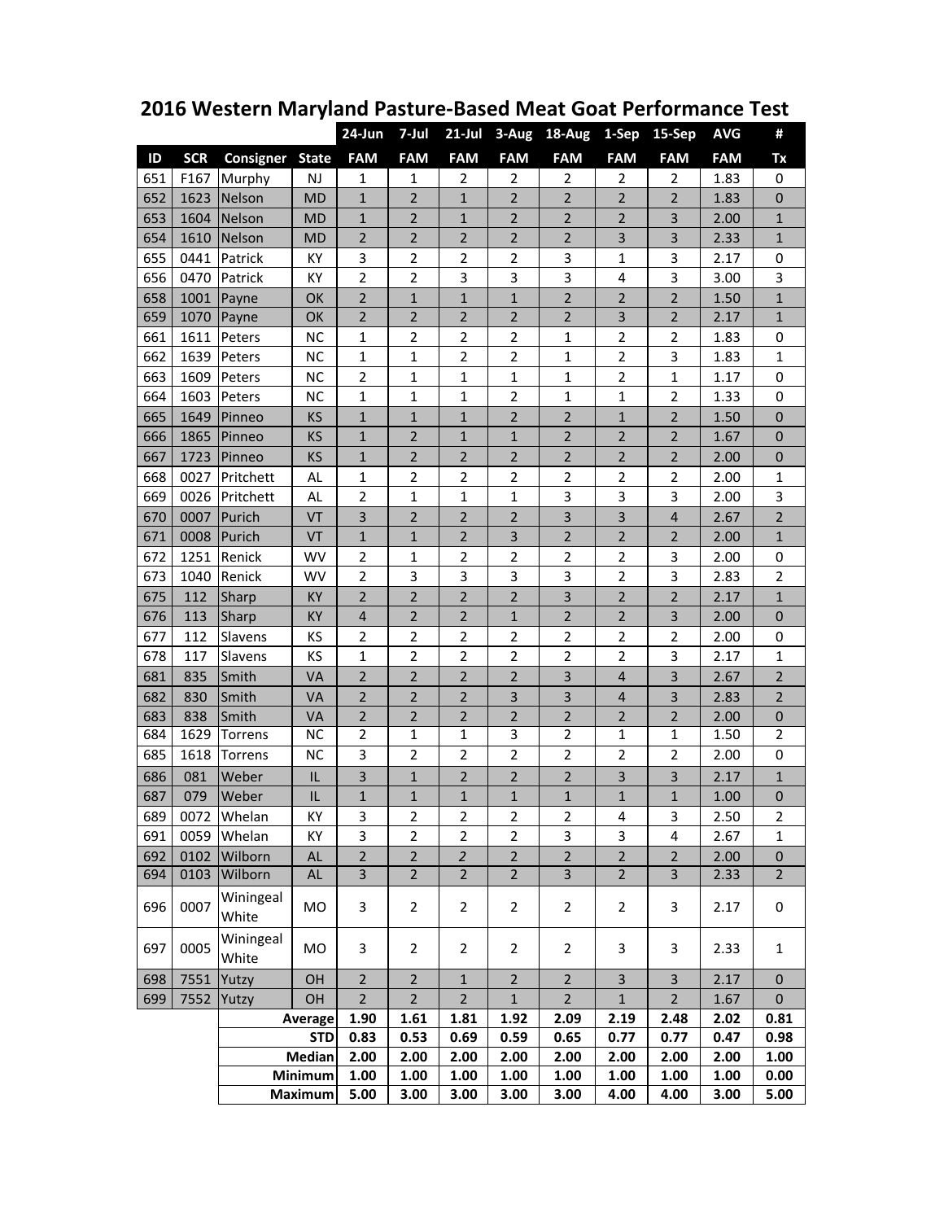# 2016 Western Maryland Pasture-Based Meat Goat Performance Test

| | | | | 24-Jun | 7-Jul | 21-Jul | 3-Aug | 18-Aug | 1-Sep | 15-Sep | AVG | # |
|---|---|---|---|---|---|---|---|---|---|---|---|---|
| ID | SCR | Consigner | State | FAM | FAM | FAM | FAM | FAM | FAM | FAM | FAM | Tx |
| 651 | F167 | Murphy | NJ | 1 | 1 | 2 | 2 | 2 | 2 | 2 | 1.83 | 0 |
| 652 | 1623 | Nelson | MD | 1 | 2 | 1 | 2 | 2 | 2 | 2 | 1.83 | 0 |
| 653 | 1604 | Nelson | MD | 1 | 2 | 1 | 2 | 2 | 2 | 3 | 2.00 | 1 |
| 654 | 1610 | Nelson | MD | 2 | 2 | 2 | 2 | 2 | 3 | 3 | 2.33 | 1 |
| 655 | 0441 | Patrick | KY | 3 | 2 | 2 | 2 | 3 | 1 | 3 | 2.17 | 0 |
| 656 | 0470 | Patrick | KY | 2 | 2 | 3 | 3 | 3 | 4 | 3 | 3.00 | 3 |
| 658 | 1001 | Payne | OK | 2 | 1 | 1 | 1 | 2 | 2 | 2 | 1.50 | 1 |
| 659 | 1070 | Payne | OK | 2 | 2 | 2 | 2 | 2 | 3 | 2 | 2.17 | 1 |
| 661 | 1611 | Peters | NC | 1 | 2 | 2 | 2 | 1 | 2 | 2 | 1.83 | 0 |
| 662 | 1639 | Peters | NC | 1 | 1 | 2 | 2 | 1 | 2 | 3 | 1.83 | 1 |
| 663 | 1609 | Peters | NC | 2 | 1 | 1 | 1 | 1 | 2 | 1 | 1.17 | 0 |
| 664 | 1603 | Peters | NC | 1 | 1 | 1 | 2 | 1 | 1 | 2 | 1.33 | 0 |
| 665 | 1649 | Pinneo | KS | 1 | 1 | 1 | 2 | 2 | 1 | 2 | 1.50 | 0 |
| 666 | 1865 | Pinneo | KS | 1 | 2 | 1 | 1 | 2 | 2 | 2 | 1.67 | 0 |
| 667 | 1723 | Pinneo | KS | 1 | 2 | 2 | 2 | 2 | 2 | 2 | 2.00 | 0 |
| 668 | 0027 | Pritchett | AL | 1 | 2 | 2 | 2 | 2 | 2 | 2 | 2.00 | 1 |
| 669 | 0026 | Pritchett | AL | 2 | 1 | 1 | 1 | 3 | 3 | 3 | 2.00 | 3 |
| 670 | 0007 | Purich | VT | 3 | 2 | 2 | 2 | 3 | 3 | 4 | 2.67 | 2 |
| 671 | 0008 | Purich | VT | 1 | 1 | 2 | 3 | 2 | 2 | 2 | 2.00 | 1 |
| 672 | 1251 | Renick | WV | 2 | 1 | 2 | 2 | 2 | 2 | 3 | 2.00 | 0 |
| 673 | 1040 | Renick | WV | 2 | 3 | 3 | 3 | 3 | 2 | 3 | 2.83 | 2 |
| 675 | 112 | Sharp | KY | 2 | 2 | 2 | 2 | 3 | 2 | 2 | 2.17 | 1 |
| 676 | 113 | Sharp | KY | 4 | 2 | 2 | 1 | 2 | 2 | 3 | 2.00 | 0 |
| 677 | 112 | Slavens | KS | 2 | 2 | 2 | 2 | 2 | 2 | 2 | 2.00 | 0 |
| 678 | 117 | Slavens | KS | 1 | 2 | 2 | 2 | 2 | 2 | 3 | 2.17 | 1 |
| 681 | 835 | Smith | VA | 2 | 2 | 2 | 2 | 3 | 4 | 3 | 2.67 | 2 |
| 682 | 830 | Smith | VA | 2 | 2 | 2 | 3 | 3 | 4 | 3 | 2.83 | 2 |
| 683 | 838 | Smith | VA | 2 | 2 | 2 | 2 | 2 | 2 | 2 | 2.00 | 0 |
| 684 | 1629 | Torrens | NC | 2 | 1 | 1 | 3 | 2 | 1 | 1 | 1.50 | 2 |
| 685 | 1618 | Torrens | NC | 3 | 2 | 2 | 2 | 2 | 2 | 2 | 2.00 | 0 |
| 686 | 081 | Weber | IL | 3 | 1 | 2 | 2 | 2 | 3 | 3 | 2.17 | 1 |
| 687 | 079 | Weber | IL | 1 | 1 | 1 | 1 | 1 | 1 | 1 | 1.00 | 0 |
| 689 | 0072 | Whelan | KY | 3 | 2 | 2 | 2 | 2 | 4 | 3 | 2.50 | 2 |
| 691 | 0059 | Whelan | KY | 3 | 2 | 2 | 2 | 3 | 3 | 4 | 2.67 | 1 |
| 692 | 0102 | Wilborn | AL | 2 | 2 | 2 | 2 | 2 | 2 | 2 | 2.00 | 0 |
| 694 | 0103 | Wilborn | AL | 3 | 2 | 2 | 2 | 3 | 2 | 3 | 2.33 | 2 |
| 696 | 0007 | Winingeal White | MO | 3 | 2 | 2 | 2 | 2 | 2 | 3 | 2.17 | 0 |
| 697 | 0005 | Winingeal White | MO | 3 | 2 | 2 | 2 | 2 | 3 | 3 | 2.33 | 1 |
| 698 | 7551 | Yutzy | OH | 2 | 2 | 1 | 2 | 2 | 3 | 3 | 2.17 | 0 |
| 699 | 7552 | Yutzy | OH | 2 | 2 | 2 | 1 | 2 | 1 | 2 | 1.67 | 0 |
| | | | **Average** | **1.90** | **1.61** | **1.81** | **1.92** | **2.09** | **2.19** | **2.48** | **2.02** | **0.81** |
| | | | **STD** | **0.83** | **0.53** | **0.69** | **0.59** | **0.65** | **0.77** | **0.77** | **0.47** | **0.98** |
| | | | **Median** | **2.00** | **2.00** | **2.00** | **2.00** | **2.00** | **2.00** | **2.00** | **2.00** | **1.00** |
| | | | **Minimum** | **1.00** | **1.00** | **1.00** | **1.00** | **1.00** | **1.00** | **1.00** | **1.00** | **0.00** |
| | | | **Maximum** | **5.00** | **3.00** | **3.00** | **3.00** | **3.00** | **4.00** | **4.00** | **3.00** | **5.00** |